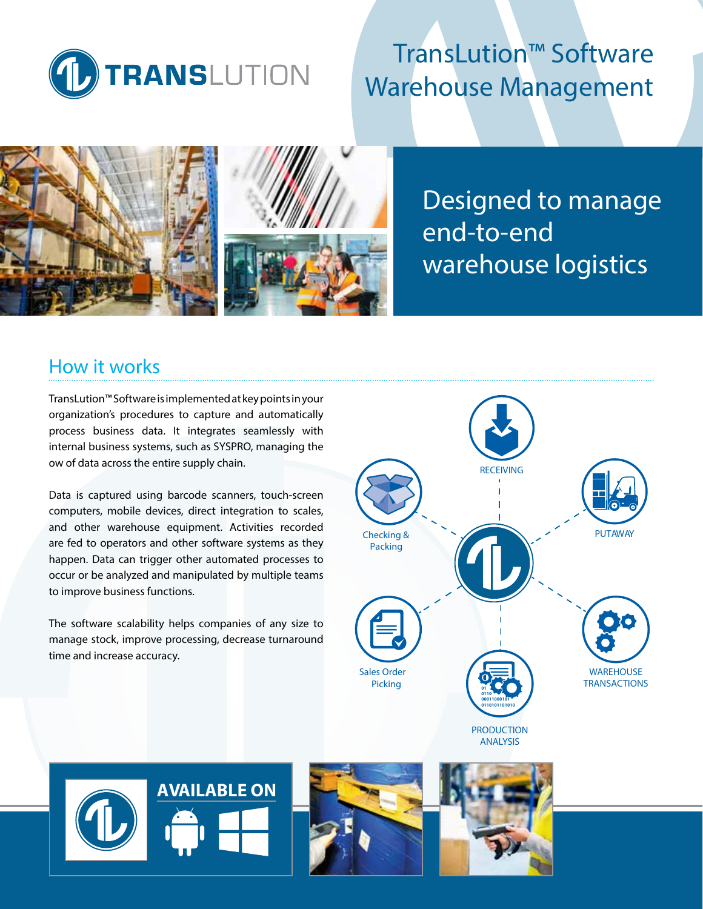# TransLution™ Software Warehouse Management

## Designed to manage end-to-end warehouse logistics

## How it works

TransLution™ Software is implemented at key points in your organization's procedures to capture and automatically process business data. It integrates seamlessly with internal business systems, such as SYSPRO, managing the ow of data across the entire supply chain.

Data is captured using barcode scanners, touch-screen computers, mobile devices, direct integration to scales, and other warehouse equipment. Activities recorded are fed to operators and other software systems as they happen. Data can trigger other automated processes to occur or be analyzed and manipulated by multiple teams to improve business functions.

The software scalability helps companies of any size to manage stock, improve processing, decrease turnaround time and increase accuracy.

RECEIVING

PUTAWAY

WAREHOUSE TRANSACTIONS

PRODUCTION ANALYSIS

Sales Order Picking

Checking & Packing

**AVAILABLE ON**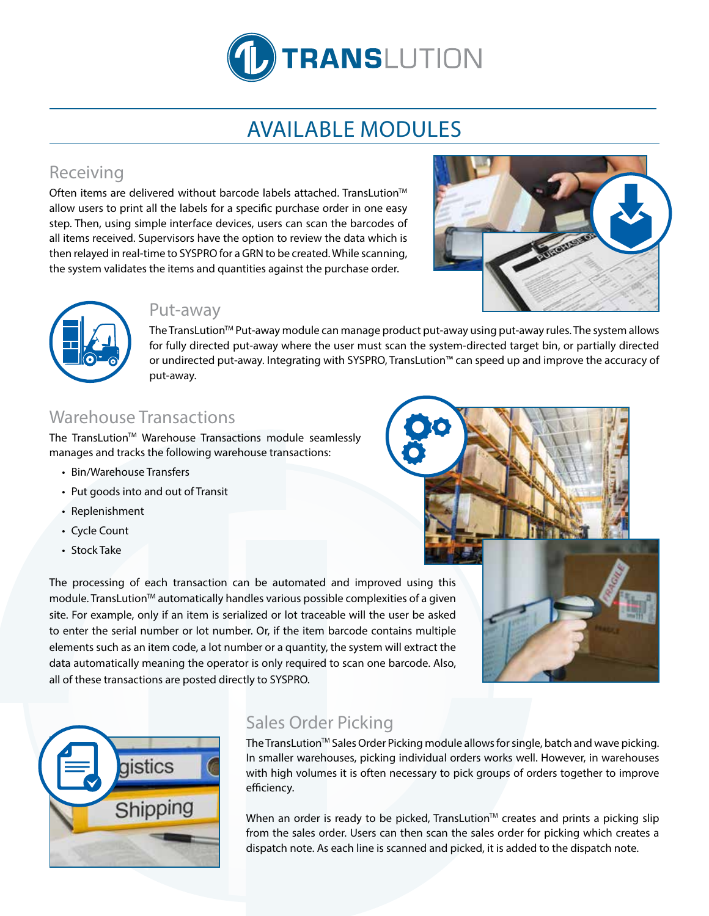# AVAILABLE MODULES

## Receiving

Often items are delivered without barcode labels attached. TransLution™ allow users to print all the labels for a specific purchase order in one easy step. Then, using simple interface devices, users can scan the barcodes of all items received. Supervisors have the option to review the data which is then relayed in real-time to SYSPRO for a GRN to be created. While scanning, the system validates the items and quantities against the purchase order.

## Put-away

The TransLution™ Put-away module can manage product put-away using put-away rules. The system allows for fully directed put-away where the user must scan the system-directed target bin, or partially directed or undirected put-away. Integrating with SYSPRO, TransLution™ can speed up and improve the accuracy of put-away.

## Warehouse Transactions

The TransLution™ Warehouse Transactions module seamlessly manages and tracks the following warehouse transactions:

- Bin/Warehouse Transfers
- Put goods into and out of Transit
- Replenishment
- Cycle Count
- Stock Take

The processing of each transaction can be automated and improved using this module. TransLution™ automatically handles various possible complexities of a given site. For example, only if an item is serialized or lot traceable will the user be asked to enter the serial number or lot number. Or, if the item barcode contains multiple elements such as an item code, a lot number or a quantity, the system will extract the data automatically meaning the operator is only required to scan one barcode. Also, all of these transactions are posted directly to SYSPRO.

## Sales Order Picking

The TransLution™ Sales Order Picking module allows for single, batch and wave picking. In smaller warehouses, picking individual orders works well. However, in warehouses with high volumes it is often necessary to pick groups of orders together to improve efficiency.

When an order is ready to be picked, TransLution™ creates and prints a picking slip from the sales order. Users can then scan the sales order for picking which creates a dispatch note. As each line is scanned and picked, it is added to the dispatch note.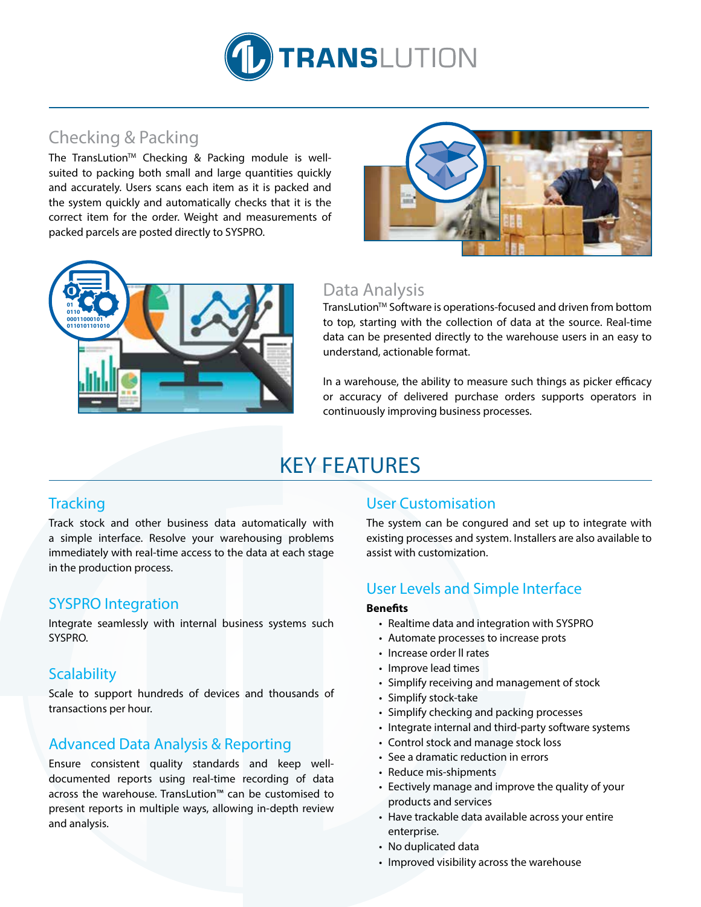# TRANSLUTION

## Checking & Packing

The TransLution™ Checking & Packing module is well-suited to packing both small and large quantities quickly and accurately. Users scans each item as it is packed and the system quickly and automatically checks that it is the correct item for the order. Weight and measurements of packed parcels are posted directly to SYSPRO.

## Data Analysis

TransLution™ Software is operations-focused and driven from bottom to top, starting with the collection of data at the source. Real-time data can be presented directly to the warehouse users in an easy to understand, actionable format.

In a warehouse, the ability to measure such things as picker efficacy or accuracy of delivered purchase orders supports operators in continuously improving business processes.

# KEY FEATURES

## Tracking

Track stock and other business data automatically with a simple interface. Resolve your warehousing problems immediately with real-time access to the data at each stage in the production process.

## SYSPRO Integration

Integrate seamlessly with internal business systems such SYSPRO.

## Scalability

Scale to support hundreds of devices and thousands of transactions per hour.

## Advanced Data Analysis & Reporting

Ensure consistent quality standards and keep well-documented reports using real-time recording of data across the warehouse. TransLution™ can be customised to present reports in multiple ways, allowing in-depth review and analysis.

## User Customisation

The system can be congured and set up to integrate with existing processes and system. Installers are also available to assist with customization.

## User Levels and Simple Interface

**Benefits**

- Realtime data and integration with SYSPRO
- Automate processes to increase prots
- Increase order ll rates
- Improve lead times
- Simplify receiving and management of stock
- Simplify stock-take
- Simplify checking and packing processes
- Integrate internal and third-party software systems
- Control stock and manage stock loss
- See a dramatic reduction in errors
- Reduce mis-shipments
- Eectively manage and improve the quality of your products and services
- Have trackable data available across your entire enterprise.
- No duplicated data
- Improved visibility across the warehouse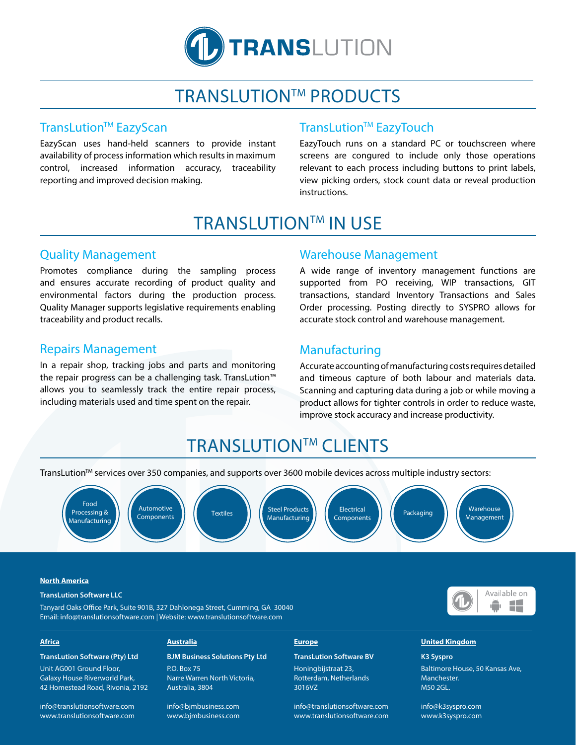# TRANSLUTION

## TRANSLUTION™ PRODUCTS

### TransLution™ EazyScan

EazyScan uses hand-held scanners to provide instant availability of process information which results in maximum control, increased information accuracy, traceability reporting and improved decision making.

### TransLution™ EazyTouch

EazyTouch runs on a standard PC or touchscreen where screens are congured to include only those operations relevant to each process including buttons to print labels, view picking orders, stock count data or reveal production instructions.

## TRANSLUTION™ IN USE

### Quality Management

Promotes compliance during the sampling process and ensures accurate recording of product quality and environmental factors during the production process. Quality Manager supports legislative requirements enabling traceability and product recalls.

### Repairs Management

In a repair shop, tracking jobs and parts and monitoring the repair progress can be a challenging task. TransLution™ allows you to seamlessly track the entire repair process, including materials used and time spent on the repair.

### Warehouse Management

A wide range of inventory management functions are supported from PO receiving, WIP transactions, GIT transactions, standard Inventory Transactions and Sales Order processing. Posting directly to SYSPRO allows for accurate stock control and warehouse management.

### Manufacturing

Accurate accounting of manufacturing costs requires detailed and timeous capture of both labour and materials data. Scanning and capturing data during a job or while moving a product allows for tighter controls in order to reduce waste, improve stock accuracy and increase productivity.

## TRANSLUTION™ CLIENTS

TransLution™ services over 350 companies, and supports over 3600 mobile devices across multiple industry sectors:

- Food Processing & Manufacturing
- Automotive Components
- Textiles
- Steel Products Manufacturing
- Electrical Components
- Packaging
- Warehouse Management

**North America**

**TransLution Software LLC**

Tanyard Oaks Office Park, Suite 901B, 327 Dahlonega Street, Cumming, GA 30040
Email: info@translutionsoftware.com | Website: www.translutionsoftware.com

Available on

**Africa**

**TransLution Software (Pty) Ltd**

Unit AG001 Ground Floor,
Galaxy House Riverworld Park,
42 Homestead Road, Rivonia, 2192

info@translutionsoftware.com
www.translutionsoftware.com

**Australia**

**BJM Business Solutions Pty Ltd**

P.O. Box 75
Narre Warren North Victoria,
Australia, 3804

info@bjmbusiness.com
www.bjmbusiness.com

**Europe**

**TransLution Software BV**

Honingbijstraat 23,
Rotterdam, Netherlands
3016VZ

info@translutionsoftware.com
www.translutionsoftware.com

**United Kingdom**

**K3 Syspro**

Baltimore House, 50 Kansas Ave,
Manchester.
M50 2GL.

info@k3syspro.com
www.k3syspro.com